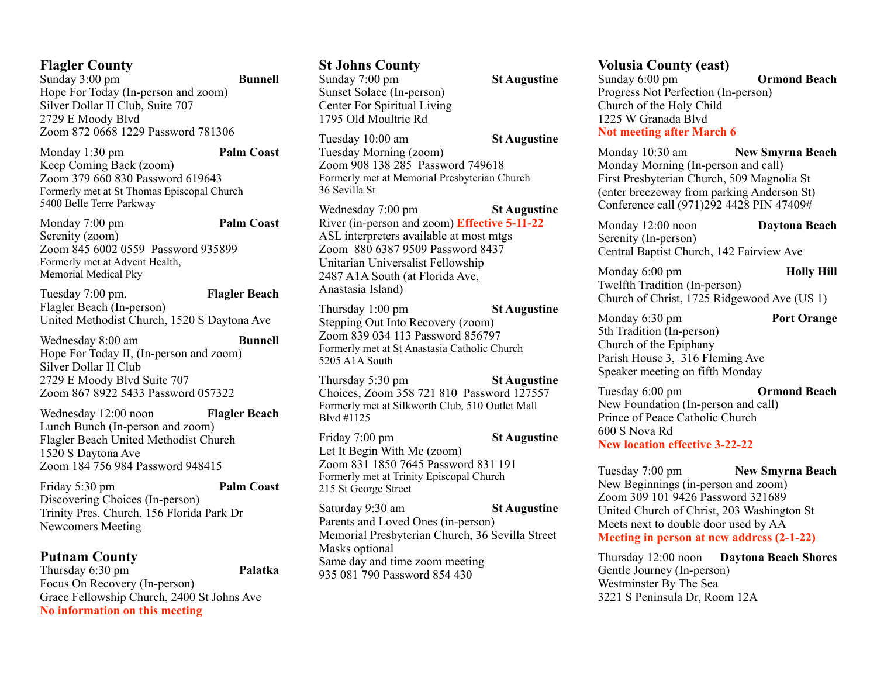## Flagler County

Sunday 3:00 pm **Bunnell**
Hope For Today (In-person and zoom)
Silver Dollar II Club, Suite 707
2729 E Moody Blvd
Zoom 872 0668 1229 Password 781306

Monday 1:30 pm **Palm Coast**
Keep Coming Back (zoom)
Zoom 379 660 830 Password 619643
Formerly met at St Thomas Episcopal Church
5400 Belle Terre Parkway

Monday 7:00 pm **Palm Coast**
Serenity (zoom)
Zoom 845 6002 0559 Password 935899
Formerly met at Advent Health,
Memorial Medical Pky

Tuesday 7:00 pm. **Flagler Beach**
Flagler Beach (In-person)
United Methodist Church, 1520 S Daytona Ave

Wednesday 8:00 am **Bunnell**
Hope For Today II, (In-person and zoom)
Silver Dollar II Club
2729 E Moody Blvd Suite 707
Zoom 867 8922 5433 Password 057322

Wednesday 12:00 noon **Flagler Beach**
Lunch Bunch (In-person and zoom)
Flagler Beach United Methodist Church
1520 S Daytona Ave
Zoom 184 756 984 Password 948415

Friday 5:30 pm **Palm Coast**
Discovering Choices (In-person)
Trinity Pres. Church, 156 Florida Park Dr
Newcomers Meeting

## Putnam County

Thursday 6:30 pm **Palatka**
Focus On Recovery (In-person)
Grace Fellowship Church, 2400 St Johns Ave
**No information on this meeting**

## St Johns County

Sunday 7:00 pm **St Augustine**
Sunset Solace (In-person)
Center For Spiritual Living
1795 Old Moultrie Rd

Tuesday 10:00 am **St Augustine**
Tuesday Morning (zoom)
Zoom 908 138 285 Password 749618
Formerly met at Memorial Presbyterian Church
36 Sevilla St

Wednesday 7:00 pm **St Augustine**
River (in-person and zoom) **Effective 5-11-22**
ASL interpreters available at most mtgs
Zoom 880 6387 9509 Password 8437
Unitarian Universalist Fellowship
2487 A1A South (at Florida Ave,
Anastasia Island)

Thursday 1:00 pm **St Augustine**
Stepping Out Into Recovery (zoom)
Zoom 839 034 113 Password 856797
Formerly met at St Anastasia Catholic Church
5205 A1A South

Thursday 5:30 pm **St Augustine**
Choices, Zoom 358 721 810 Password 127557
Formerly met at Silkworth Club, 510 Outlet Mall
Blvd #1125

Friday 7:00 pm **St Augustine**
Let It Begin With Me (zoom)
Zoom 831 1850 7645 Password 831 191
Formerly met at Trinity Episcopal Church
215 St George Street

Saturday 9:30 am **St Augustine**
Parents and Loved Ones (in-person)
Memorial Presbyterian Church, 36 Sevilla Street
Masks optional
Same day and time zoom meeting
935 081 790 Password 854 430

## Volusia County (east)

Sunday 6:00 pm **Ormond Beach**
Progress Not Perfection (In-person)
Church of the Holy Child
1225 W Granada Blvd
**Not meeting after March 6**

Monday 10:30 am **New Smyrna Beach**
Monday Morning (In-person and call)
First Presbyterian Church, 509 Magnolia St
(enter breezeway from parking Anderson St)
Conference call (971)292 4428 PIN 47409#

Monday 12:00 noon **Daytona Beach**
Serenity (In-person)
Central Baptist Church, 142 Fairview Ave

Monday 6:00 pm **Holly Hill**
Twelfth Tradition (In-person)
Church of Christ, 1725 Ridgewood Ave (US 1)

Monday 6:30 pm **Port Orange**
5th Tradition (In-person)
Church of the Epiphany
Parish House 3, 316 Fleming Ave
Speaker meeting on fifth Monday

Tuesday 6:00 pm **Ormond Beach**
New Foundation (In-person and call)
Prince of Peace Catholic Church
600 S Nova Rd
**New location effective 3-22-22**

Tuesday 7:00 pm **New Smyrna Beach**
New Beginnings (in-person and zoom)
Zoom 309 101 9426 Password 321689
United Church of Christ, 203 Washington St
Meets next to double door used by AA
**Meeting in person at new address (2-1-22)**

Thursday 12:00 noon **Daytona Beach Shores**
Gentle Journey (In-person)
Westminster By The Sea
3221 S Peninsula Dr, Room 12A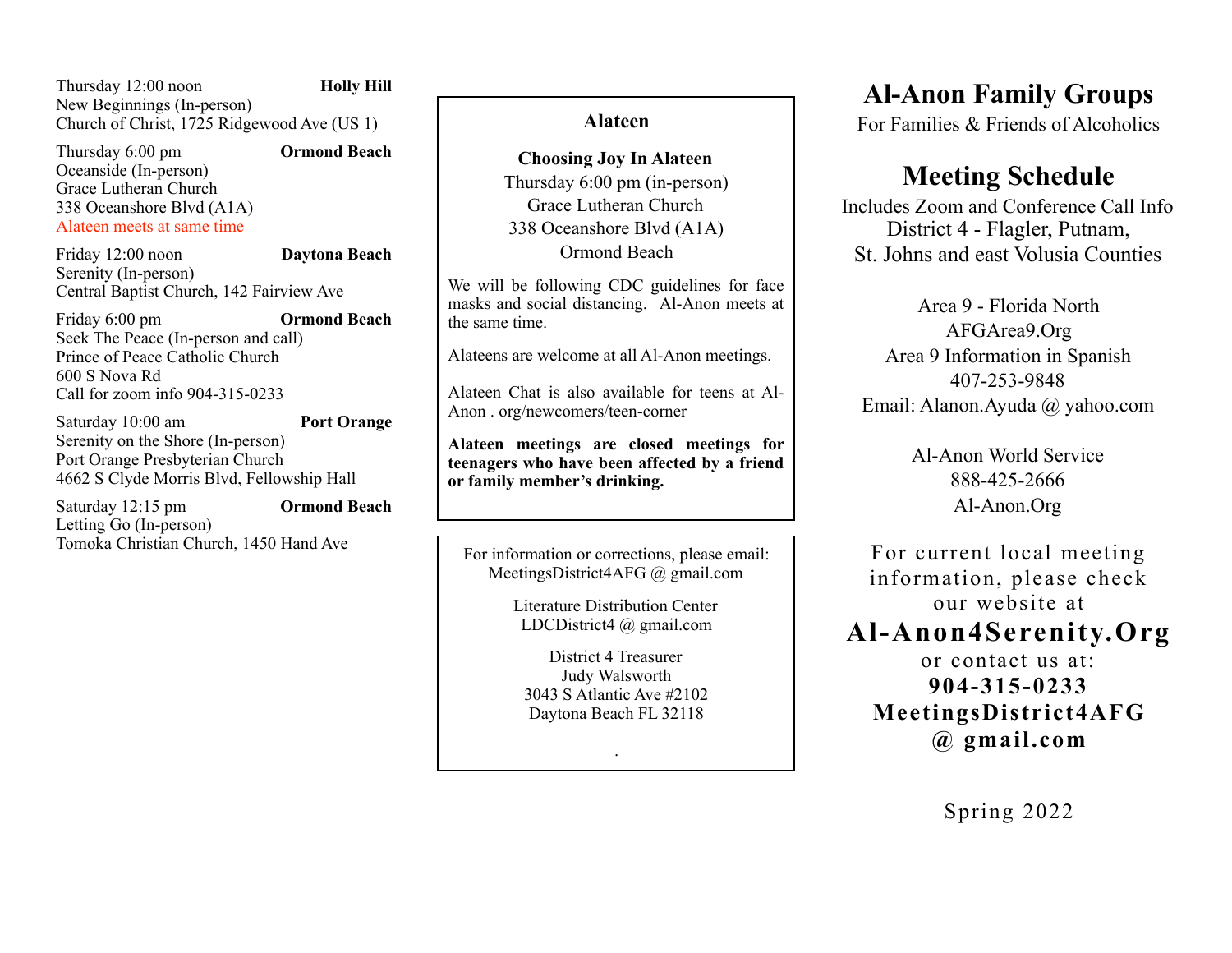Thursday 12:00 noon **Holly Hill**
New Beginnings (In-person)
Church of Christ, 1725 Ridgewood Ave (US 1)

Thursday 6:00 pm **Ormond Beach**
Oceanside (In-person)
Grace Lutheran Church
338 Oceanshore Blvd (A1A)
Alateen meets at same time

Friday 12:00 noon **Daytona Beach**
Serenity (In-person)
Central Baptist Church, 142 Fairview Ave

Friday 6:00 pm **Ormond Beach**
Seek The Peace (In-person and call)
Prince of Peace Catholic Church
600 S Nova Rd
Call for zoom info 904-315-0233

Saturday 10:00 am **Port Orange**
Serenity on the Shore (In-person)
Port Orange Presbyterian Church
4662 S Clyde Morris Blvd, Fellowship Hall

Saturday 12:15 pm **Ormond Beach**
Letting Go (In-person)
Tomoka Christian Church, 1450 Hand Ave

## Alateen

**Choosing Joy In Alateen**
Thursday 6:00 pm (in-person)
Grace Lutheran Church
338 Oceanshore Blvd (A1A)
Ormond Beach

We will be following CDC guidelines for face masks and social distancing. Al-Anon meets at the same time.

Alateens are welcome at all Al-Anon meetings.

Alateen Chat is also available for teens at Al-Anon . org/newcomers/teen-corner

**Alateen meetings are closed meetings for teenagers who have been affected by a friend or family member's drinking.**

For information or corrections, please email:
MeetingsDistrict4AFG @ gmail.com

Literature Distribution Center
LDCDistrict4 @ gmail.com

District 4 Treasurer
Judy Walsworth
3043 S Atlantic Ave #2102
Daytona Beach FL 32118

# Al-Anon Family Groups

For Families & Friends of Alcoholics

# Meeting Schedule

Includes Zoom and Conference Call Info
District 4 - Flagler, Putnam,
St. Johns and east Volusia Counties

Area 9 - Florida North
AFGArea9.Org
Area 9 Information in Spanish
407-253-9848
Email: Alanon.Ayuda @ yahoo.com

Al-Anon World Service
888-425-2666
Al-Anon.Org

For current local meeting information, please check our website at
**Al-Anon4Serenity.Org**
or contact us at:
**904-315-0233**
**MeetingsDistrict4AFG @ gmail.com**

Spring 2022